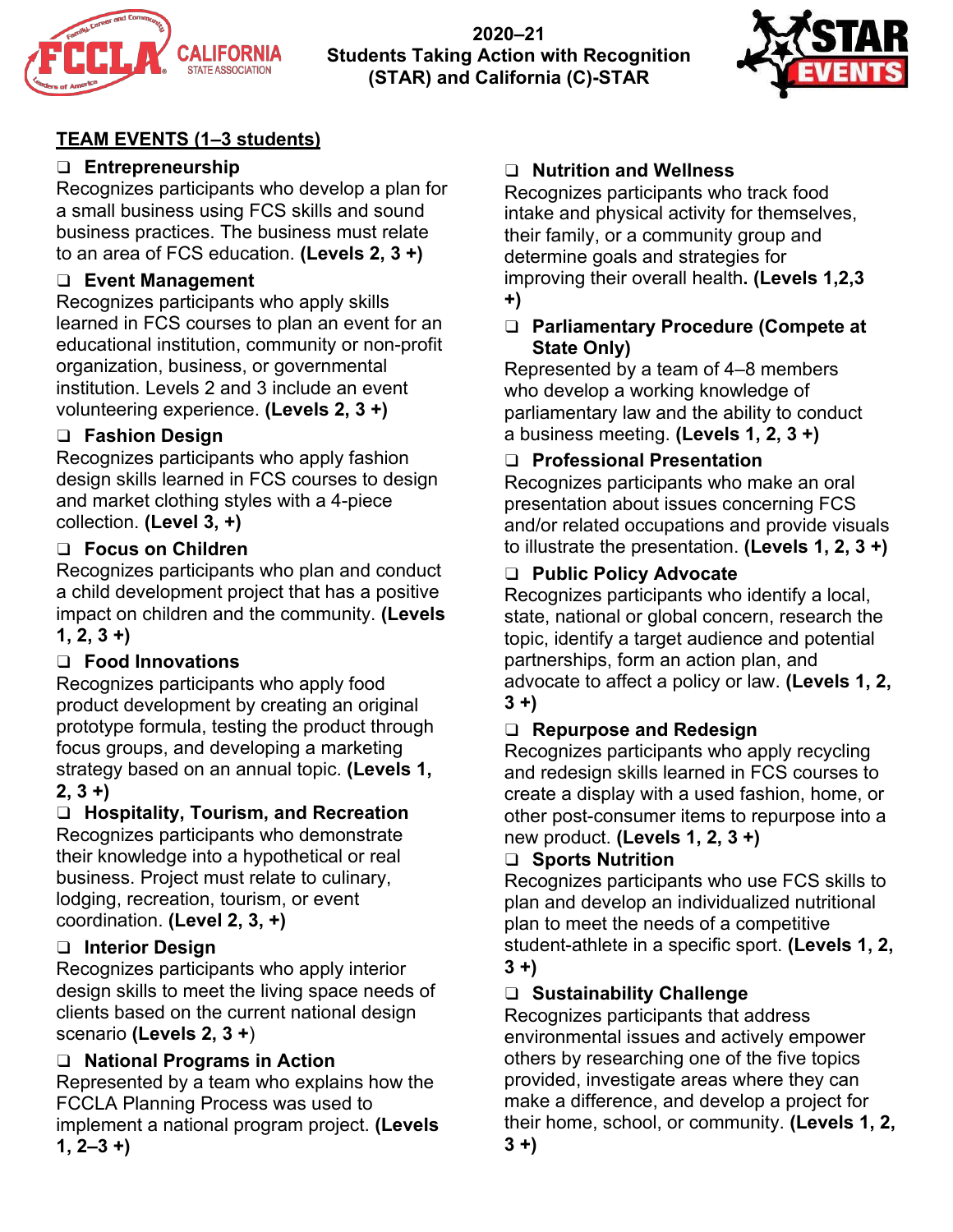**2020–21**
**Students Taking Action with Recognition (STAR) and California (C)-STAR**

## TEAM EVENTS (1–3 students)

❑ **Entrepreneurship**
Recognizes participants who develop a plan for a small business using FCS skills and sound business practices. The business must relate to an area of FCS education. **(Levels 2, 3 +)**

❑ **Event Management**
Recognizes participants who apply skills learned in FCS courses to plan an event for an educational institution, community or non-profit organization, business, or governmental institution. Levels 2 and 3 include an event volunteering experience. **(Levels 2, 3 +)**

❑ **Fashion Design**
Recognizes participants who apply fashion design skills learned in FCS courses to design and market clothing styles with a 4-piece collection. **(Level 3, +)**

❑ **Focus on Children**
Recognizes participants who plan and conduct a child development project that has a positive impact on children and the community. **(Levels 1, 2, 3 +)**

❑ **Food Innovations**
Recognizes participants who apply food product development by creating an original prototype formula, testing the product through focus groups, and developing a marketing strategy based on an annual topic. **(Levels 1, 2, 3 +)**

❑ **Hospitality, Tourism, and Recreation**
Recognizes participants who demonstrate their knowledge into a hypothetical or real business. Project must relate to culinary, lodging, recreation, tourism, or event coordination. **(Level 2, 3, +)**

❑ **Interior Design**
Recognizes participants who apply interior design skills to meet the living space needs of clients based on the current national design scenario **(Levels 2, 3 +**)

❑ **National Programs in Action**
Represented by a team who explains how the FCCLA Planning Process was used to implement a national program project. **(Levels 1, 2–3 +)**

❑ **Nutrition and Wellness**
Recognizes participants who track food intake and physical activity for themselves, their family, or a community group and determine goals and strategies for improving their overall health**. (Levels 1,2,3 +)**

❑ **Parliamentary Procedure (Compete at State Only)**
Represented by a team of 4–8 members who develop a working knowledge of parliamentary law and the ability to conduct a business meeting. **(Levels 1, 2, 3 +)**

❑ **Professional Presentation**
Recognizes participants who make an oral presentation about issues concerning FCS and/or related occupations and provide visuals to illustrate the presentation. **(Levels 1, 2, 3 +)**

❑ **Public Policy Advocate**
Recognizes participants who identify a local, state, national or global concern, research the topic, identify a target audience and potential partnerships, form an action plan, and advocate to affect a policy or law. **(Levels 1, 2, 3 +)**

❑ **Repurpose and Redesign**
Recognizes participants who apply recycling and redesign skills learned in FCS courses to create a display with a used fashion, home, or other post-consumer items to repurpose into a new product. **(Levels 1, 2, 3 +)**

❑ **Sports Nutrition**
Recognizes participants who use FCS skills to plan and develop an individualized nutritional plan to meet the needs of a competitive student-athlete in a specific sport. **(Levels 1, 2, 3 +)**

❑ **Sustainability Challenge**
Recognizes participants that address environmental issues and actively empower others by researching one of the five topics provided, investigate areas where they can make a difference, and develop a project for their home, school, or community. **(Levels 1, 2, 3 +)**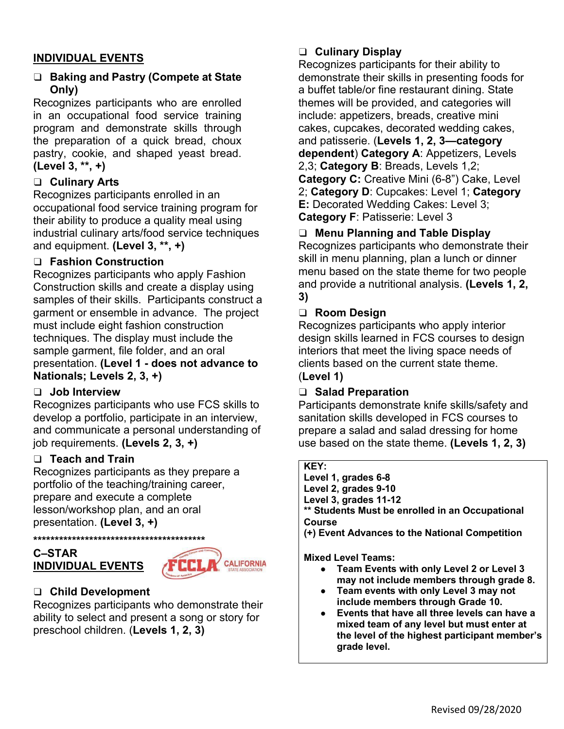## INDIVIDUAL EVENTS

- ❑ **Baking and Pastry (Compete at State Only)**

Recognizes participants who are enrolled in an occupational food service training program and demonstrate skills through the preparation of a quick bread, choux pastry, cookie, and shaped yeast bread. **(Level 3, **, +)**

- ❑ **Culinary Arts**

Recognizes participants enrolled in an occupational food service training program for their ability to produce a quality meal using industrial culinary arts/food service techniques and equipment. **(Level 3, **, +)**

- ❑ **Fashion Construction**

Recognizes participants who apply Fashion Construction skills and create a display using samples of their skills. Participants construct a garment or ensemble in advance. The project must include eight fashion construction techniques. The display must include the sample garment, file folder, and an oral presentation. **(Level 1 - does not advance to Nationals; Levels 2, 3, +)**

- ❑ **Job Interview**

Recognizes participants who use FCS skills to develop a portfolio, participate in an interview, and communicate a personal understanding of job requirements. **(Levels 2, 3, +)**

- ❑ **Teach and Train**

Recognizes participants as they prepare a portfolio of the teaching/training career, prepare and execute a complete lesson/workshop plan, and an oral presentation. **(Level 3, +)**

*******************************************

## C–STAR INDIVIDUAL EVENTS

- ❑ **Child Development**

Recognizes participants who demonstrate their ability to select and present a song or story for preschool children. (**Levels 1, 2, 3)**

- ❑ **Culinary Display**

Recognizes participants for their ability to demonstrate their skills in presenting foods for a buffet table/or fine restaurant dining. State themes will be provided, and categories will include: appetizers, breads, creative mini cakes, cupcakes, decorated wedding cakes, and patisserie. (**Levels 1, 2, 3—category dependent**) **Category A**: Appetizers, Levels 2,3; **Category B**: Breads, Levels 1,2; **Category C:** Creative Mini (6-8") Cake, Level 2; **Category D**: Cupcakes: Level 1; **Category E:** Decorated Wedding Cakes: Level 3; **Category F**: Patisserie: Level 3

- ❑ **Menu Planning and Table Display**

Recognizes participants who demonstrate their skill in menu planning, plan a lunch or dinner menu based on the state theme for two people and provide a nutritional analysis. **(Levels 1, 2, 3)**

- ❑ **Room Design**

Recognizes participants who apply interior design skills learned in FCS courses to design interiors that meet the living space needs of clients based on the current state theme. (**Level 1)**

- ❑ **Salad Preparation**

Participants demonstrate knife skills/safety and sanitation skills developed in FCS courses to prepare a salad and salad dressing for home use based on the state theme. **(Levels 1, 2, 3)**

**KEY:**
**Level 1, grades 6-8**
**Level 2, grades 9-10**
**Level 3, grades 11-12**
**** Students Must be enrolled in an Occupational Course**
**(+) Event Advances to the National Competition**

**Mixed Level Teams:**

- **Team Events with only Level 2 or Level 3 may not include members through grade 8.**
- **Team events with only Level 3 may not include members through Grade 10.**
- **Events that have all three levels can have a mixed team of any level but must enter at the level of the highest participant member's grade level.**

Revised 09/28/2020